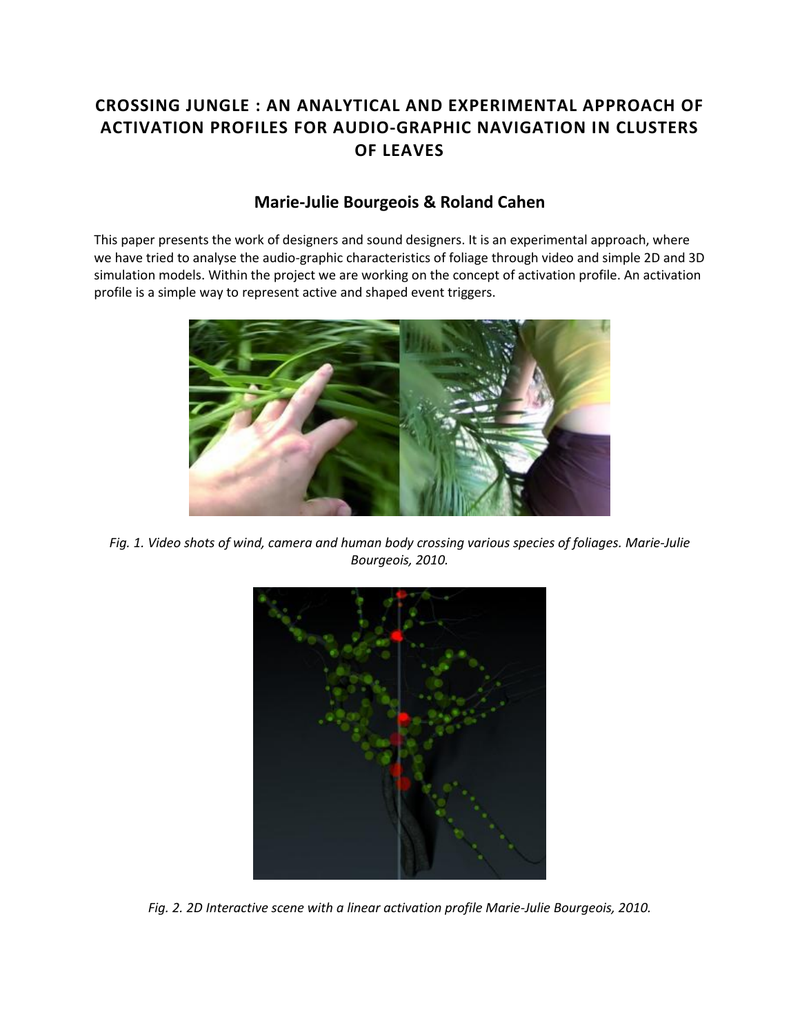# CROSSING JUNGLE : AN ANALYTICAL AND EXPERIMENTAL APPROACH OF ACTIVATION PROFILES FOR AUDIO-GRAPHIC NAVIGATION IN CLUSTERS OF LEAVES

## Marie-Julie Bourgeois & Roland Cahen

This paper presents the work of designers and sound designers. It is an experimental approach, where we have tried to analyse the audio-graphic characteristics of foliage through video and simple 2D and 3D simulation models. Within the project we are working on the concept of activation profile. An activation profile is a simple way to represent active and shaped event triggers.

*Fig. 1. Video shots of wind, camera and human body crossing various species of foliages. Marie-Julie Bourgeois, 2010.*

*Fig. 2. 2D Interactive scene with a linear activation profile Marie-Julie Bourgeois, 2010.*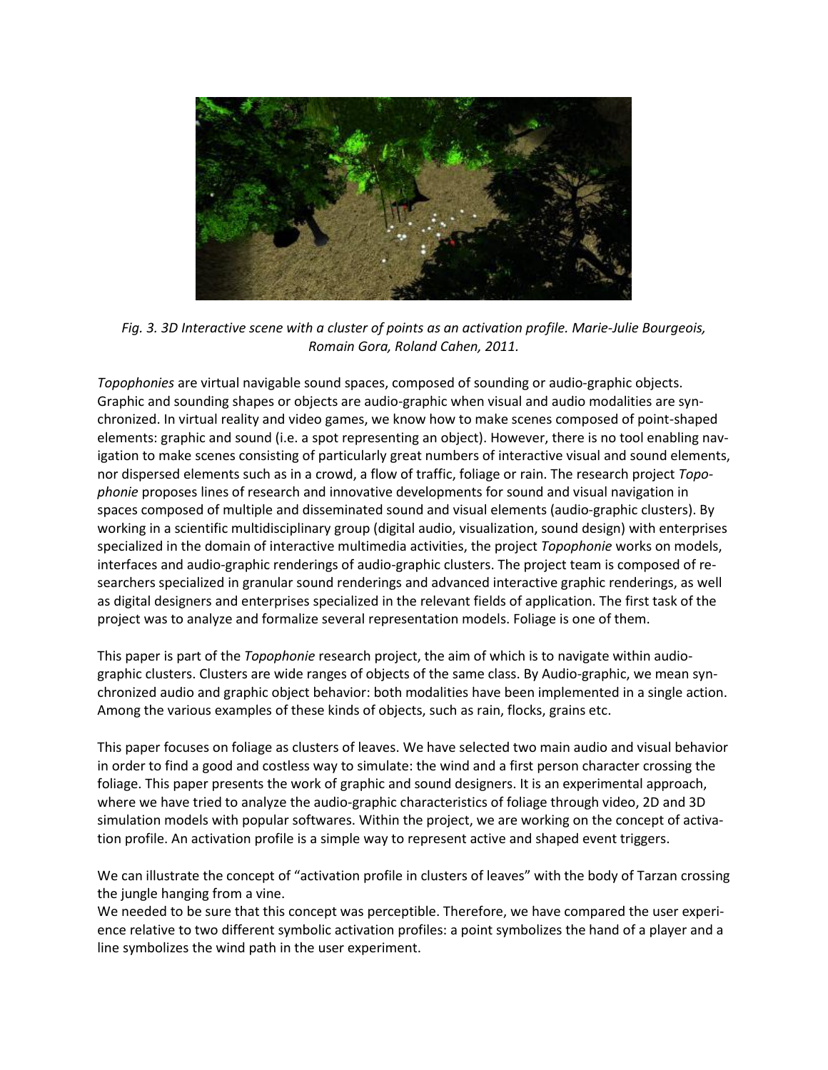*Fig. 3. 3D Interactive scene with a cluster of points as an activation profile. Marie-Julie Bourgeois, Romain Gora, Roland Cahen, 2011.*

*Topophonies* are virtual navigable sound spaces, composed of sounding or audio-graphic objects. Graphic and sounding shapes or objects are audio-graphic when visual and audio modalities are synchronized. In virtual reality and video games, we know how to make scenes composed of point-shaped elements: graphic and sound (i.e. a spot representing an object). However, there is no tool enabling navigation to make scenes consisting of particularly great numbers of interactive visual and sound elements, nor dispersed elements such as in a crowd, a flow of traffic, foliage or rain. The research project *Topophonie* proposes lines of research and innovative developments for sound and visual navigation in spaces composed of multiple and disseminated sound and visual elements (audio-graphic clusters). By working in a scientific multidisciplinary group (digital audio, visualization, sound design) with enterprises specialized in the domain of interactive multimedia activities, the project *Topophonie* works on models, interfaces and audio-graphic renderings of audio-graphic clusters. The project team is composed of researchers specialized in granular sound renderings and advanced interactive graphic renderings, as well as digital designers and enterprises specialized in the relevant fields of application. The first task of the project was to analyze and formalize several representation models. Foliage is one of them.

This paper is part of the *Topophonie* research project, the aim of which is to navigate within audio-graphic clusters. Clusters are wide ranges of objects of the same class. By Audio-graphic, we mean synchronized audio and graphic object behavior: both modalities have been implemented in a single action. Among the various examples of these kinds of objects, such as rain, flocks, grains etc.

This paper focuses on foliage as clusters of leaves. We have selected two main audio and visual behavior in order to find a good and costless way to simulate: the wind and a first person character crossing the foliage. This paper presents the work of graphic and sound designers. It is an experimental approach, where we have tried to analyze the audio-graphic characteristics of foliage through video, 2D and 3D simulation models with popular softwares. Within the project, we are working on the concept of activation profile. An activation profile is a simple way to represent active and shaped event triggers.

We can illustrate the concept of "activation profile in clusters of leaves" with the body of Tarzan crossing the jungle hanging from a vine.
We needed to be sure that this concept was perceptible. Therefore, we have compared the user experience relative to two different symbolic activation profiles: a point symbolizes the hand of a player and a line symbolizes the wind path in the user experiment.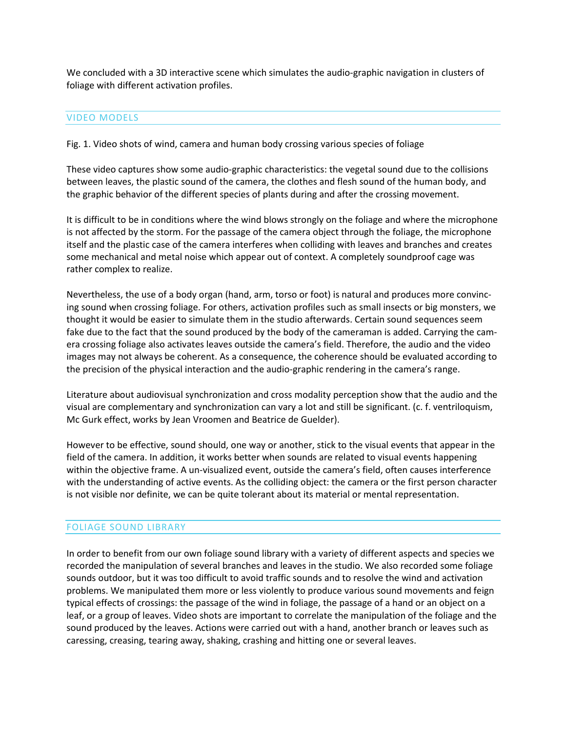We concluded with a 3D interactive scene which simulates the audio-graphic navigation in clusters of foliage with different activation profiles.

## VIDEO MODELS

Fig. 1. Video shots of wind, camera and human body crossing various species of foliage

These video captures show some audio-graphic characteristics: the vegetal sound due to the collisions between leaves, the plastic sound of the camera, the clothes and flesh sound of the human body, and the graphic behavior of the different species of plants during and after the crossing movement.

It is difficult to be in conditions where the wind blows strongly on the foliage and where the microphone is not affected by the storm. For the passage of the camera object through the foliage, the microphone itself and the plastic case of the camera interferes when colliding with leaves and branches and creates some mechanical and metal noise which appear out of context. A completely soundproof cage was rather complex to realize.

Nevertheless, the use of a body organ (hand, arm, torso or foot) is natural and produces more convincing sound when crossing foliage. For others, activation profiles such as small insects or big monsters, we thought it would be easier to simulate them in the studio afterwards. Certain sound sequences seem fake due to the fact that the sound produced by the body of the cameraman is added. Carrying the camera crossing foliage also activates leaves outside the camera's field. Therefore, the audio and the video images may not always be coherent. As a consequence, the coherence should be evaluated according to the precision of the physical interaction and the audio-graphic rendering in the camera's range.

Literature about audiovisual synchronization and cross modality perception show that the audio and the visual are complementary and synchronization can vary a lot and still be significant. (c. f. ventriloquism, Mc Gurk effect, works by Jean Vroomen and Beatrice de Guelder).

However to be effective, sound should, one way or another, stick to the visual events that appear in the field of the camera. In addition, it works better when sounds are related to visual events happening within the objective frame. A un-visualized event, outside the camera's field, often causes interference with the understanding of active events. As the colliding object: the camera or the first person character is not visible nor definite, we can be quite tolerant about its material or mental representation.

## FOLIAGE SOUND LIBRARY

In order to benefit from our own foliage sound library with a variety of different aspects and species we recorded the manipulation of several branches and leaves in the studio. We also recorded some foliage sounds outdoor, but it was too difficult to avoid traffic sounds and to resolve the wind and activation problems. We manipulated them more or less violently to produce various sound movements and feign typical effects of crossings: the passage of the wind in foliage, the passage of a hand or an object on a leaf, or a group of leaves. Video shots are important to correlate the manipulation of the foliage and the sound produced by the leaves. Actions were carried out with a hand, another branch or leaves such as caressing, creasing, tearing away, shaking, crashing and hitting one or several leaves.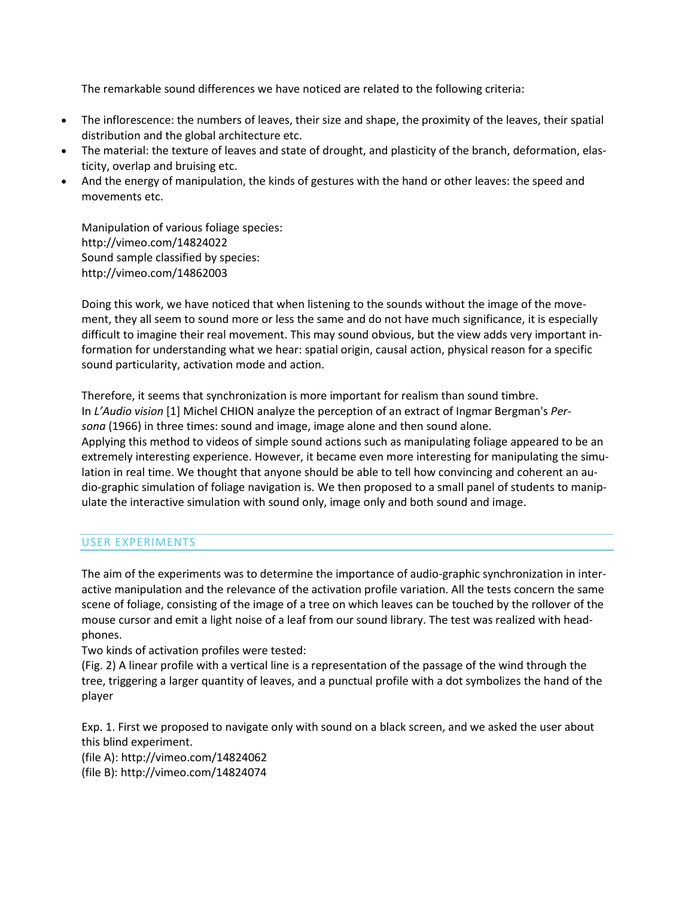The remarkable sound differences we have noticed are related to the following criteria:

- The inflorescence: the numbers of leaves, their size and shape, the proximity of the leaves, their spatial distribution and the global architecture etc.
- The material: the texture of leaves and state of drought, and plasticity of the branch, deformation, elasticity, overlap and bruising etc.
- And the energy of manipulation, the kinds of gestures with the hand or other leaves: the speed and movements etc.

Manipulation of various foliage species:
http://vimeo.com/14824022
Sound sample classified by species:
http://vimeo.com/14862003

Doing this work, we have noticed that when listening to the sounds without the image of the movement, they all seem to sound more or less the same and do not have much significance, it is especially difficult to imagine their real movement. This may sound obvious, but the view adds very important information for understanding what we hear: spatial origin, causal action, physical reason for a specific sound particularity, activation mode and action.

Therefore, it seems that synchronization is more important for realism than sound timbre.
In *L'Audio vision* [1] Michel CHION analyze the perception of an extract of Ingmar Bergman's *Persona* (1966) in three times: sound and image, image alone and then sound alone.
Applying this method to videos of simple sound actions such as manipulating foliage appeared to be an extremely interesting experience. However, it became even more interesting for manipulating the simulation in real time. We thought that anyone should be able to tell how convincing and coherent an audio-graphic simulation of foliage navigation is. We then proposed to a small panel of students to manipulate the interactive simulation with sound only, image only and both sound and image.

## USER EXPERIMENTS

The aim of the experiments was to determine the importance of audio-graphic synchronization in interactive manipulation and the relevance of the activation profile variation. All the tests concern the same scene of foliage, consisting of the image of a tree on which leaves can be touched by the rollover of the mouse cursor and emit a light noise of a leaf from our sound library. The test was realized with headphones.
Two kinds of activation profiles were tested:
(Fig. 2) A linear profile with a vertical line is a representation of the passage of the wind through the tree, triggering a larger quantity of leaves, and a punctual profile with a dot symbolizes the hand of the player

Exp. 1. First we proposed to navigate only with sound on a black screen, and we asked the user about this blind experiment.
(file A): http://vimeo.com/14824062
(file B): http://vimeo.com/14824074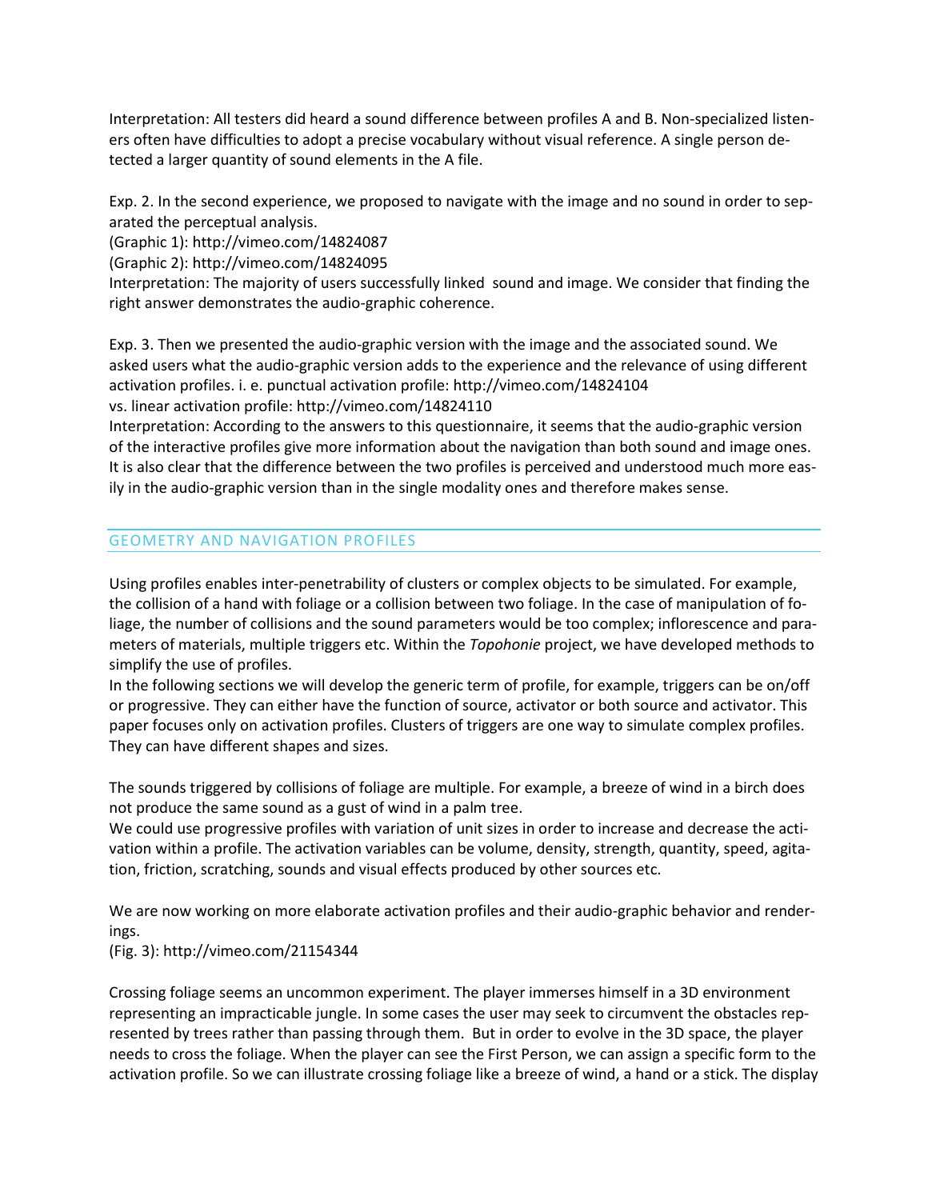Interpretation: All testers did heard a sound difference between profiles A and B. Non-specialized listeners often have difficulties to adopt a precise vocabulary without visual reference. A single person detected a larger quantity of sound elements in the A file.

Exp. 2. In the second experience, we proposed to navigate with the image and no sound in order to separated the perceptual analysis.
(Graphic 1): http://vimeo.com/14824087
(Graphic 2): http://vimeo.com/14824095
Interpretation: The majority of users successfully linked sound and image. We consider that finding the right answer demonstrates the audio-graphic coherence.

Exp. 3. Then we presented the audio-graphic version with the image and the associated sound. We asked users what the audio-graphic version adds to the experience and the relevance of using different activation profiles. i. e. punctual activation profile: http://vimeo.com/14824104
vs. linear activation profile: http://vimeo.com/14824110
Interpretation: According to the answers to this questionnaire, it seems that the audio-graphic version of the interactive profiles give more information about the navigation than both sound and image ones. It is also clear that the difference between the two profiles is perceived and understood much more easily in the audio-graphic version than in the single modality ones and therefore makes sense.

## GEOMETRY AND NAVIGATION PROFILES

Using profiles enables inter-penetrability of clusters or complex objects to be simulated. For example, the collision of a hand with foliage or a collision between two foliage. In the case of manipulation of foliage, the number of collisions and the sound parameters would be too complex; inflorescence and parameters of materials, multiple triggers etc. Within the *Topohonie* project, we have developed methods to simplify the use of profiles.
In the following sections we will develop the generic term of profile, for example, triggers can be on/off or progressive. They can either have the function of source, activator or both source and activator. This paper focuses only on activation profiles. Clusters of triggers are one way to simulate complex profiles. They can have different shapes and sizes.

The sounds triggered by collisions of foliage are multiple. For example, a breeze of wind in a birch does not produce the same sound as a gust of wind in a palm tree.
We could use progressive profiles with variation of unit sizes in order to increase and decrease the activation within a profile. The activation variables can be volume, density, strength, quantity, speed, agitation, friction, scratching, sounds and visual effects produced by other sources etc.

We are now working on more elaborate activation profiles and their audio-graphic behavior and renderings.
(Fig. 3): http://vimeo.com/21154344

Crossing foliage seems an uncommon experiment. The player immerses himself in a 3D environment representing an impracticable jungle. In some cases the user may seek to circumvent the obstacles represented by trees rather than passing through them. But in order to evolve in the 3D space, the player needs to cross the foliage. When the player can see the First Person, we can assign a specific form to the activation profile. So we can illustrate crossing foliage like a breeze of wind, a hand or a stick. The display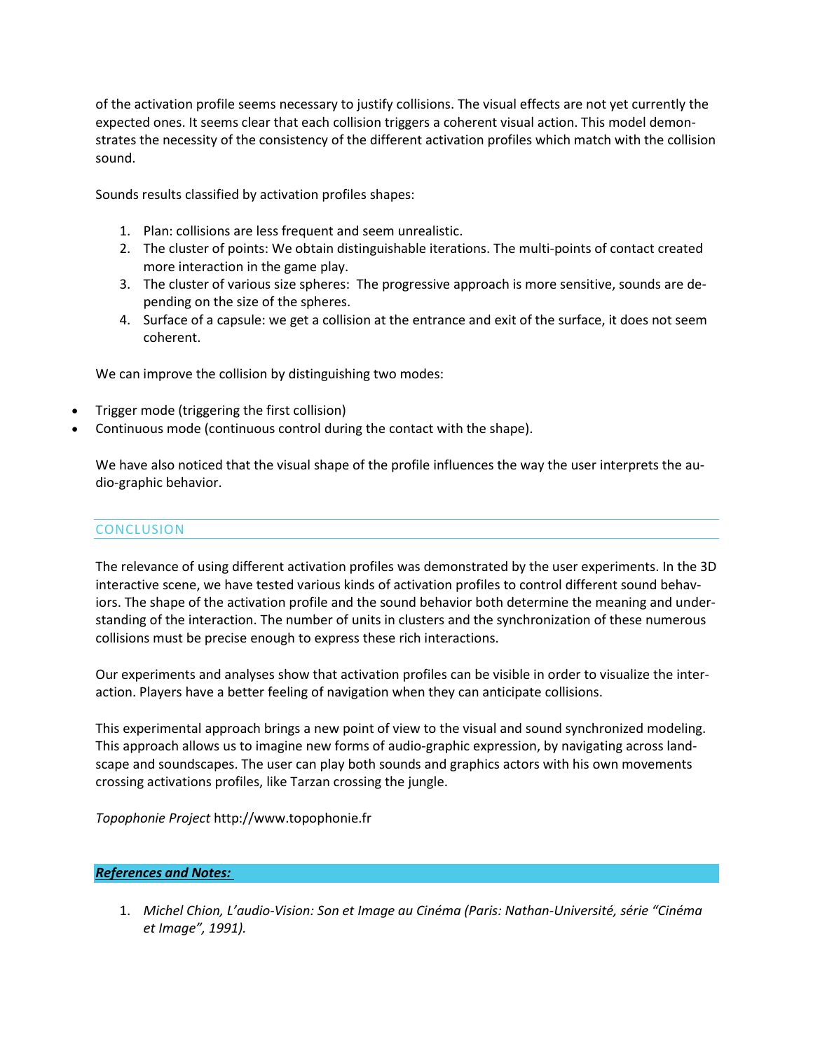of the activation profile seems necessary to justify collisions. The visual effects are not yet currently the expected ones. It seems clear that each collision triggers a coherent visual action. This model demonstrates the necessity of the consistency of the different activation profiles which match with the collision sound.

Sounds results classified by activation profiles shapes:

1. Plan: collisions are less frequent and seem unrealistic.
2. The cluster of points: We obtain distinguishable iterations. The multi-points of contact created more interaction in the game play.
3. The cluster of various size spheres: The progressive approach is more sensitive, sounds are depending on the size of the spheres.
4. Surface of a capsule: we get a collision at the entrance and exit of the surface, it does not seem coherent.

We can improve the collision by distinguishing two modes:

- Trigger mode (triggering the first collision)
- Continuous mode (continuous control during the contact with the shape).

We have also noticed that the visual shape of the profile influences the way the user interprets the audio-graphic behavior.

## CONCLUSION

The relevance of using different activation profiles was demonstrated by the user experiments. In the 3D interactive scene, we have tested various kinds of activation profiles to control different sound behaviors. The shape of the activation profile and the sound behavior both determine the meaning and understanding of the interaction. The number of units in clusters and the synchronization of these numerous collisions must be precise enough to express these rich interactions.

Our experiments and analyses show that activation profiles can be visible in order to visualize the interaction. Players have a better feeling of navigation when they can anticipate collisions.

This experimental approach brings a new point of view to the visual and sound synchronized modeling. This approach allows us to imagine new forms of audio-graphic expression, by navigating across landscape and soundscapes. The user can play both sounds and graphics actors with his own movements crossing activations profiles, like Tarzan crossing the jungle.

*Topophonie Project* http://www.topophonie.fr

## ***References and Notes:***

1. *Michel Chion, L'audio-Vision: Son et Image au Cinéma (Paris: Nathan-Université, série "Cinéma et Image", 1991).*